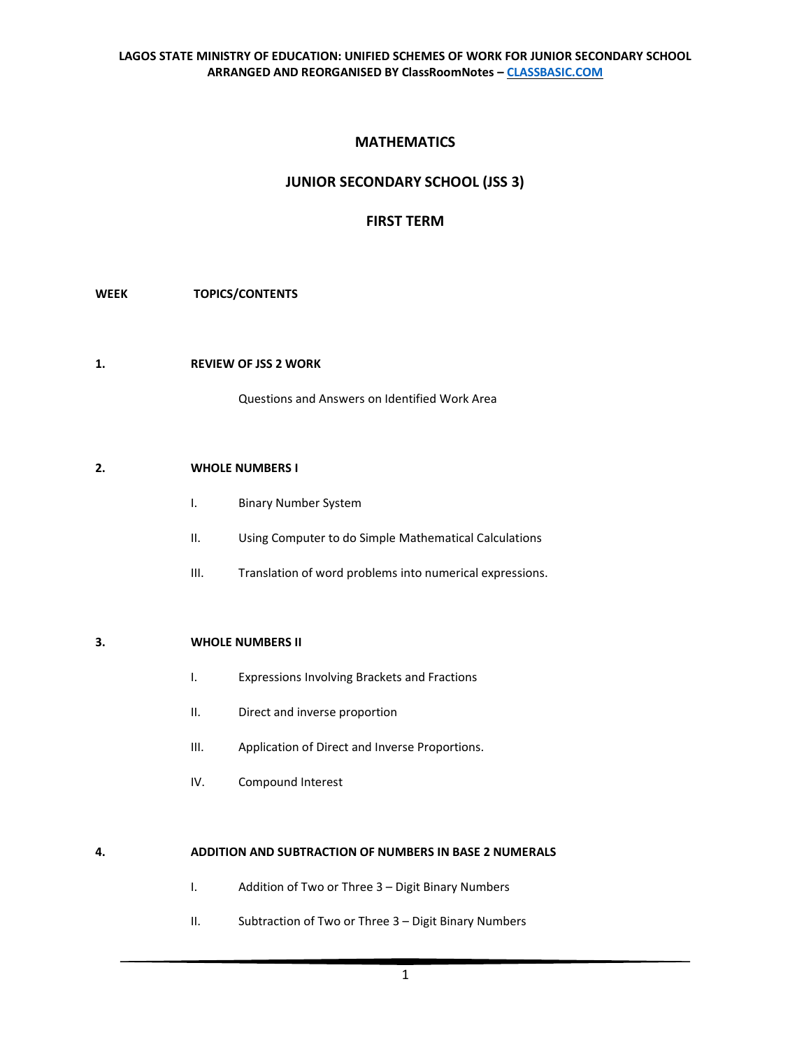# MATHEMATICS

## JUNIOR SECONDARY SCHOOL (JSS 3)

## FIRST TERM

**WEEK** **TOPICS/CONTENTS**

**1.** **REVIEW OF JSS 2 WORK**

Questions and Answers on Identified Work Area

**2.** **WHOLE NUMBERS I**

- I. Binary Number System
- II. Using Computer to do Simple Mathematical Calculations
- III. Translation of word problems into numerical expressions.

**3.** **WHOLE NUMBERS II**

- I. Expressions Involving Brackets and Fractions
- II. Direct and inverse proportion
- III. Application of Direct and Inverse Proportions.
- IV. Compound Interest

**4.** **ADDITION AND SUBTRACTION OF NUMBERS IN BASE 2 NUMERALS**

- I. Addition of Two or Three 3 – Digit Binary Numbers
- II. Subtraction of Two or Three 3 – Digit Binary Numbers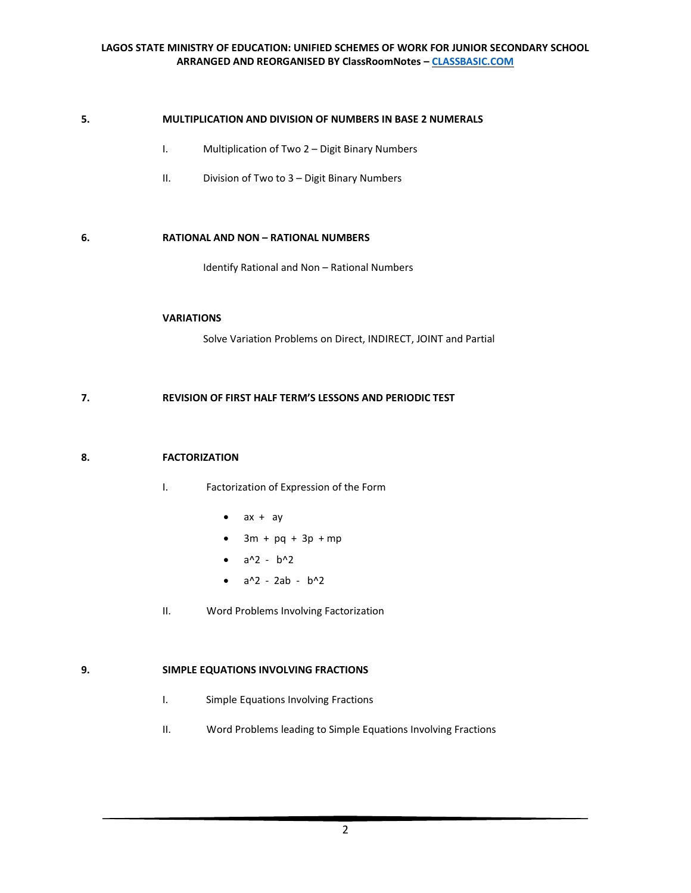**5. MULTIPLICATION AND DIVISION OF NUMBERS IN BASE 2 NUMERALS**

I. Multiplication of Two 2 – Digit Binary Numbers

II. Division of Two to 3 – Digit Binary Numbers

**6. RATIONAL AND NON – RATIONAL NUMBERS**

Identify Rational and Non – Rational Numbers

**VARIATIONS**

Solve Variation Problems on Direct, INDIRECT, JOINT and Partial

**7. REVISION OF FIRST HALF TERM'S LESSONS AND PERIODIC TEST**

**8. FACTORIZATION**

I. Factorization of Expression of the Form

- $ax + ay$
- $3m + pq + 3p + mp$
- $a^2 - b^2$
- $a^2 - 2ab - b^2$

II. Word Problems Involving Factorization

**9. SIMPLE EQUATIONS INVOLVING FRACTIONS**

I. Simple Equations Involving Fractions

II. Word Problems leading to Simple Equations Involving Fractions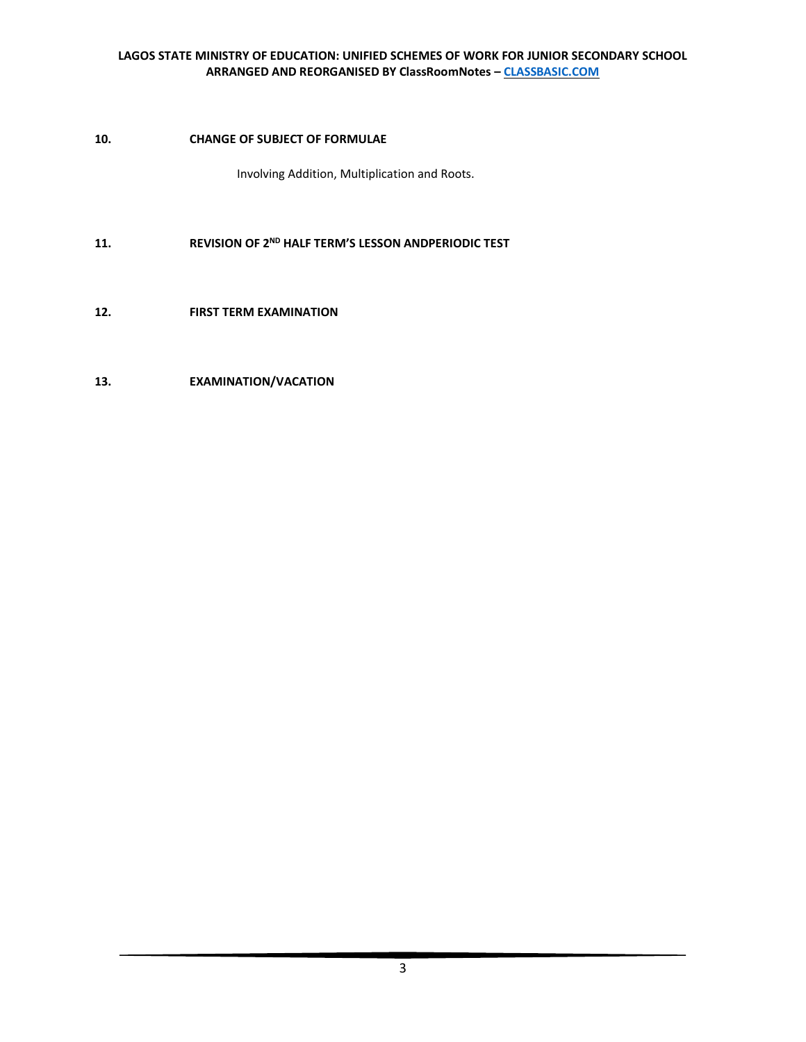**10.** **CHANGE OF SUBJECT OF FORMULAE**

Involving Addition, Multiplication and Roots.

**11.** **REVISION OF 2ND HALF TERM'S LESSON ANDPERIODIC TEST**

**12.** **FIRST TERM EXAMINATION**

**13.** **EXAMINATION/VACATION**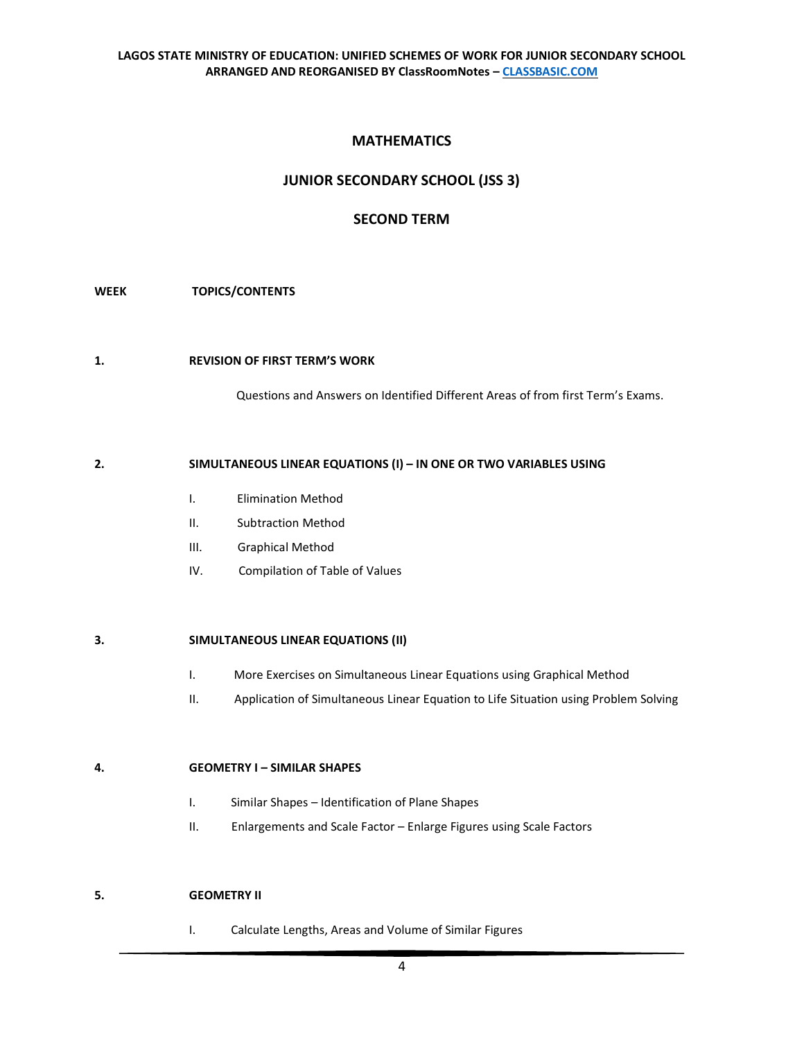# MATHEMATICS

## JUNIOR SECONDARY SCHOOL (JSS 3)

## SECOND TERM

**WEEK** **TOPICS/CONTENTS**

**1. REVISION OF FIRST TERM'S WORK**

Questions and Answers on Identified Different Areas of from first Term's Exams.

**2. SIMULTANEOUS LINEAR EQUATIONS (I) – IN ONE OR TWO VARIABLES USING**

- I. Elimination Method
- II. Subtraction Method
- III. Graphical Method
- IV. Compilation of Table of Values

**3. SIMULTANEOUS LINEAR EQUATIONS (II)**

- I. More Exercises on Simultaneous Linear Equations using Graphical Method
- II. Application of Simultaneous Linear Equation to Life Situation using Problem Solving

**4. GEOMETRY I – SIMILAR SHAPES**

- I. Similar Shapes – Identification of Plane Shapes
- II. Enlargements and Scale Factor – Enlarge Figures using Scale Factors

**5. GEOMETRY II**

- I. Calculate Lengths, Areas and Volume of Similar Figures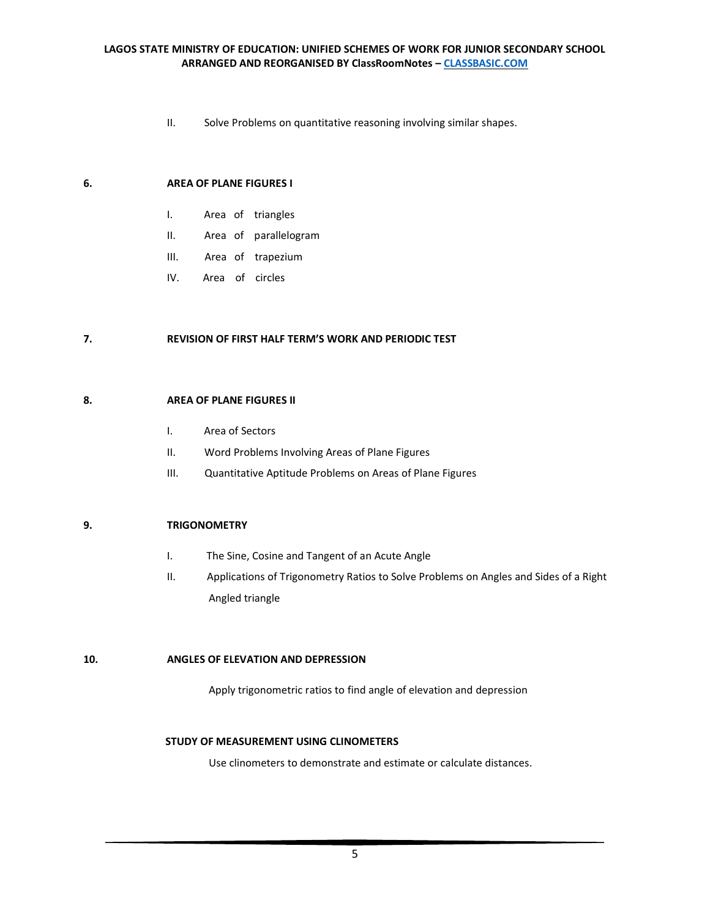II. Solve Problems on quantitative reasoning involving similar shapes.

**6. AREA OF PLANE FIGURES I**

I. Area of triangles

II. Area of parallelogram

III. Area of trapezium

IV. Area of circles

**7. REVISION OF FIRST HALF TERM'S WORK AND PERIODIC TEST**

**8. AREA OF PLANE FIGURES II**

I. Area of Sectors

II. Word Problems Involving Areas of Plane Figures

III. Quantitative Aptitude Problems on Areas of Plane Figures

**9. TRIGONOMETRY**

I. The Sine, Cosine and Tangent of an Acute Angle

II. Applications of Trigonometry Ratios to Solve Problems on Angles and Sides of a Right Angled triangle

**10. ANGLES OF ELEVATION AND DEPRESSION**

Apply trigonometric ratios to find angle of elevation and depression

**STUDY OF MEASUREMENT USING CLINOMETERS**

Use clinometers to demonstrate and estimate or calculate distances.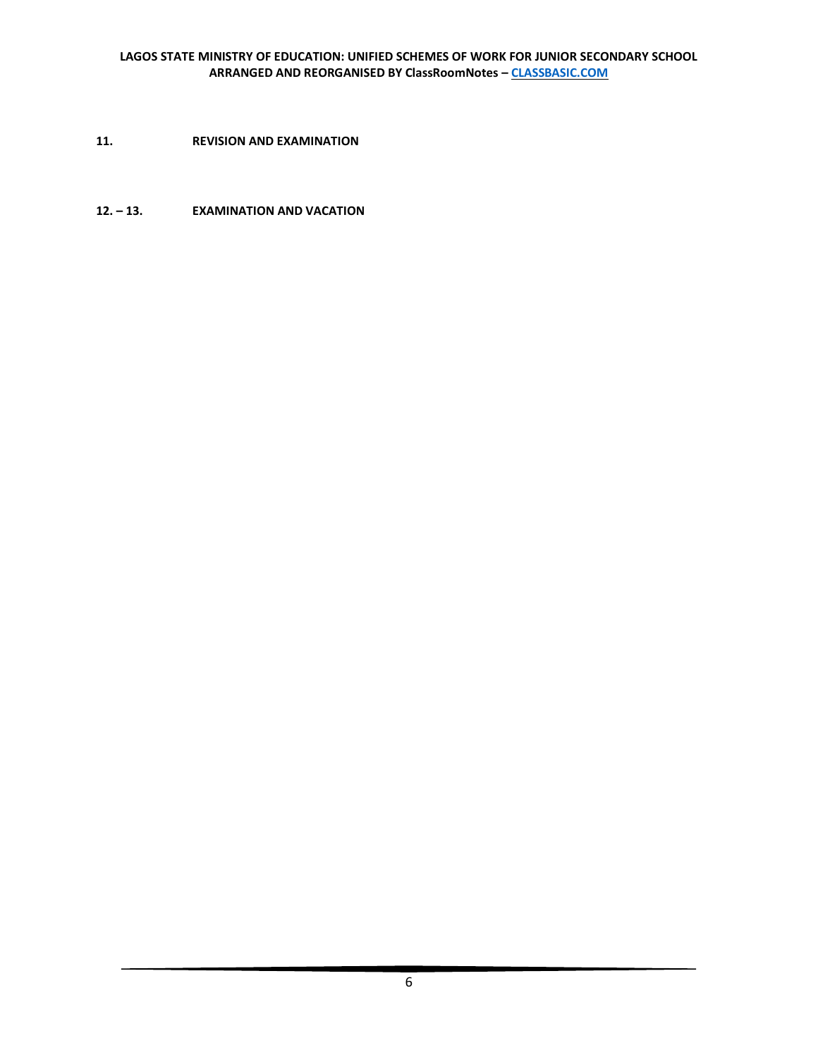**11.** **REVISION AND EXAMINATION**

**12. – 13.** **EXAMINATION AND VACATION**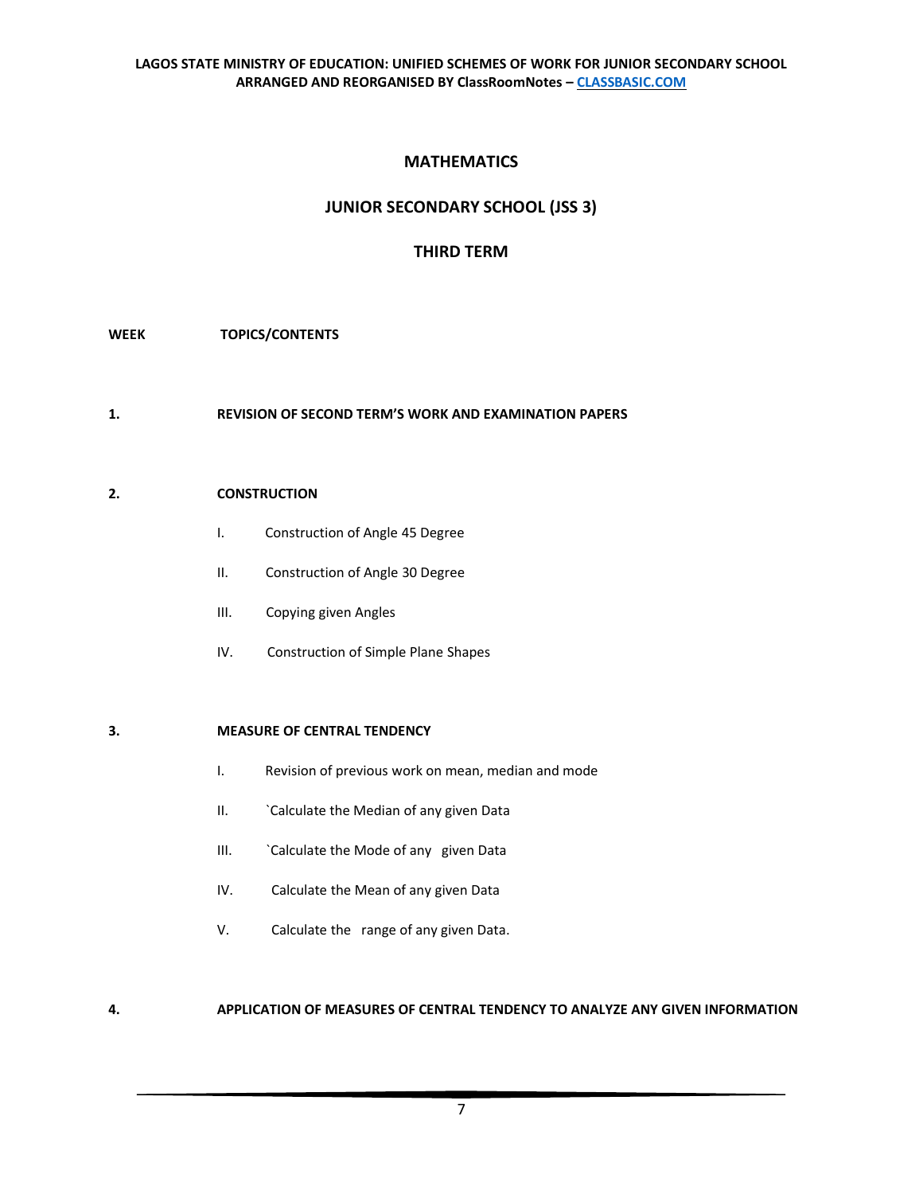# MATHEMATICS

## JUNIOR SECONDARY SCHOOL (JSS 3)

## THIRD TERM

**WEEK TOPICS/CONTENTS**

**1. REVISION OF SECOND TERM'S WORK AND EXAMINATION PAPERS**

**2. CONSTRUCTION**

- I. Construction of Angle 45 Degree
- II. Construction of Angle 30 Degree
- III. Copying given Angles
- IV. Construction of Simple Plane Shapes

**3. MEASURE OF CENTRAL TENDENCY**

- I. Revision of previous work on mean, median and mode
- II. `Calculate the Median of any given Data
- III. `Calculate the Mode of any given Data
- IV. Calculate the Mean of any given Data
- V. Calculate the range of any given Data.

**4. APPLICATION OF MEASURES OF CENTRAL TENDENCY TO ANALYZE ANY GIVEN INFORMATION**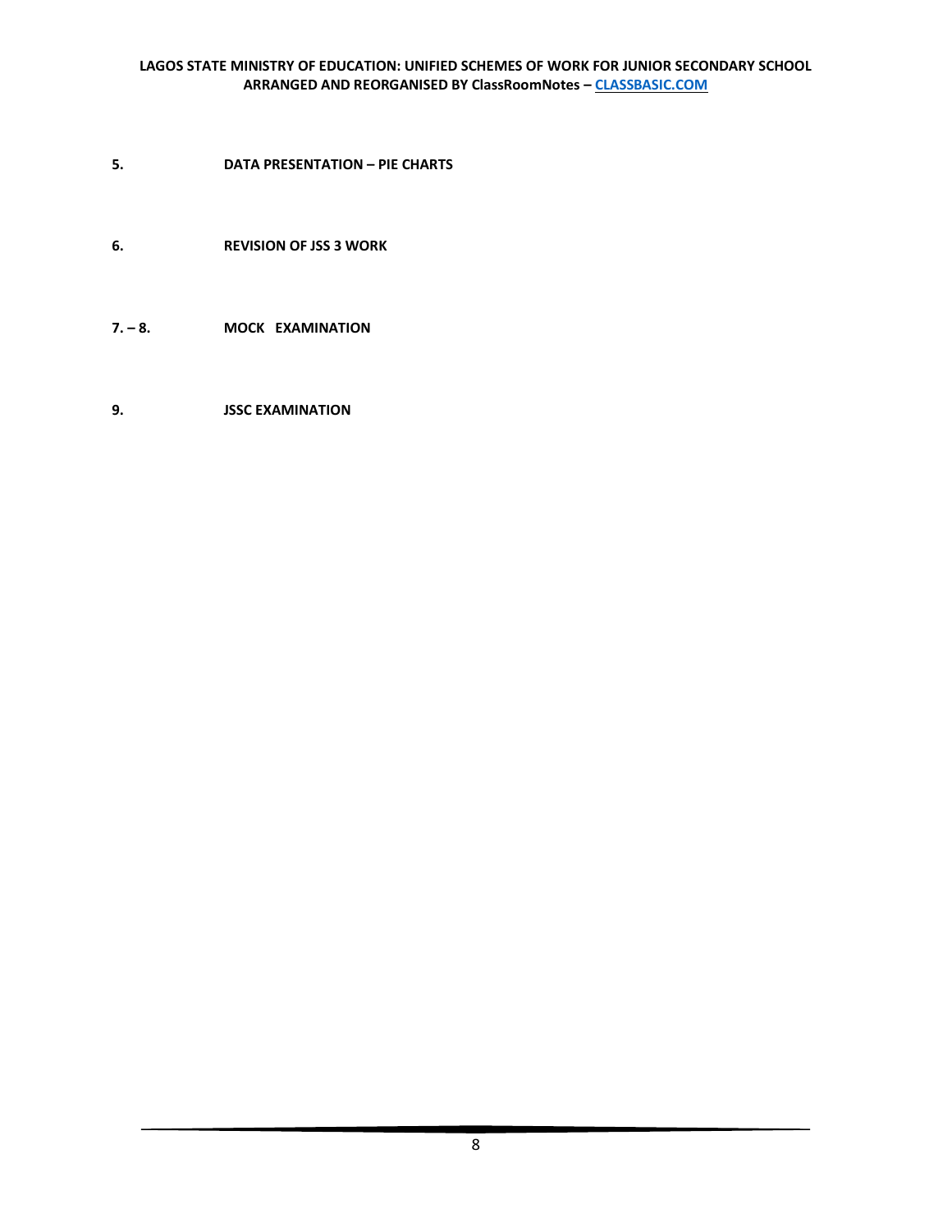| | |
|---|---|
| **5.** | **DATA PRESENTATION – PIE CHARTS** |
| **6.** | **REVISION OF JSS 3 WORK** |
| **7. – 8.** | **MOCK EXAMINATION** |
| **9.** | **JSSC EXAMINATION** |